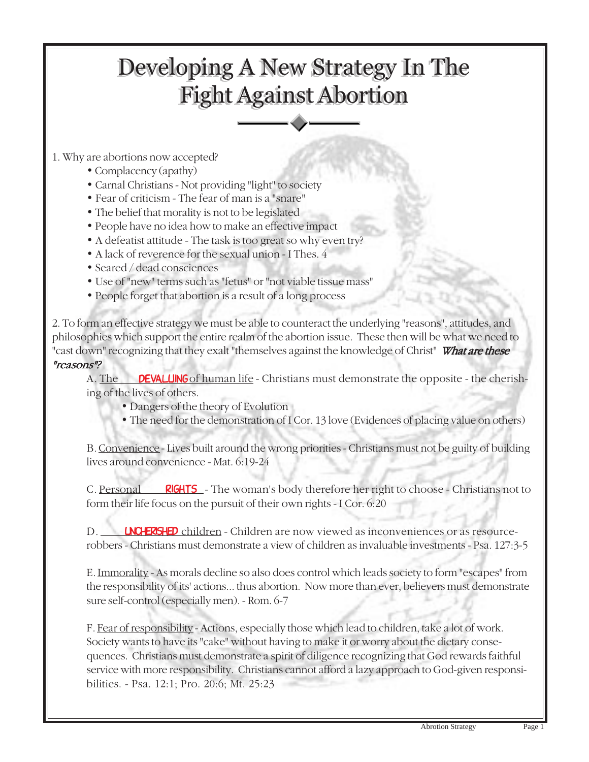# Developing A New Strategy In The Fight Against Abortion

1. Why are abortions now accepted?
    - Complacency (apathy)
    - Carnal Christians - Not providing "light" to society
    - Fear of criticism - The fear of man is a "snare"
    - The belief that morality is not to be legislated
    - People have no idea how to make an effective impact
    - A defeatist attitude - The task is too great so why even try?
    - A lack of reverence for the sexual union - I Thes. 4
    - Seared / dead consciences
    - Use of "new" terms such as "fetus" or "not viable tissue mass"
    - People forget that abortion is a result of a long process

2. To form an effective strategy we must be able to counteract the underlying "reasons", attitudes, and philosophies which support the entire realm of the abortion issue. These then will be what we need to "cast down" recognizing that they exalt "themselves against the knowledge of Christ" ***What are these "reasons"?***

A. The **DEVALUING** of human life - Christians must demonstrate the opposite - the cherishing of the lives of others.

- Dangers of the theory of Evolution
- The need for the demonstration of I Cor. 13 love (Evidences of placing value on others)

B. Convenience - Lives built around the wrong priorities - Christians must not be guilty of building lives around convenience - Mat. 6:19-24

C. Personal **RIGHTS** - The woman's body therefore her right to choose - Christians not to form their life focus on the pursuit of their own rights - I Cor. 6:20

D. **UNCHERISHED** children - Children are now viewed as inconveniences or as resource-robbers - Christians must demonstrate a view of children as invaluable investments - Psa. 127:3-5

E. Immorality - As morals decline so also does control which leads society to form "escapes" from the responsibility of its' actions... thus abortion. Now more than ever, believers must demonstrate sure self-control (especially men). - Rom. 6-7

F. Fear of responsibility - Actions, especially those which lead to children, take a lot of work. Society wants to have its "cake" without having to make it or worry about the dietary consequences. Christians must demonstrate a spirit of diligence recognizing that God rewards faithful service with more responsibility. Christians cannot afford a lazy approach to God-given responsibilities. - Psa. 12:1; Pro. 20:6; Mt. 25:23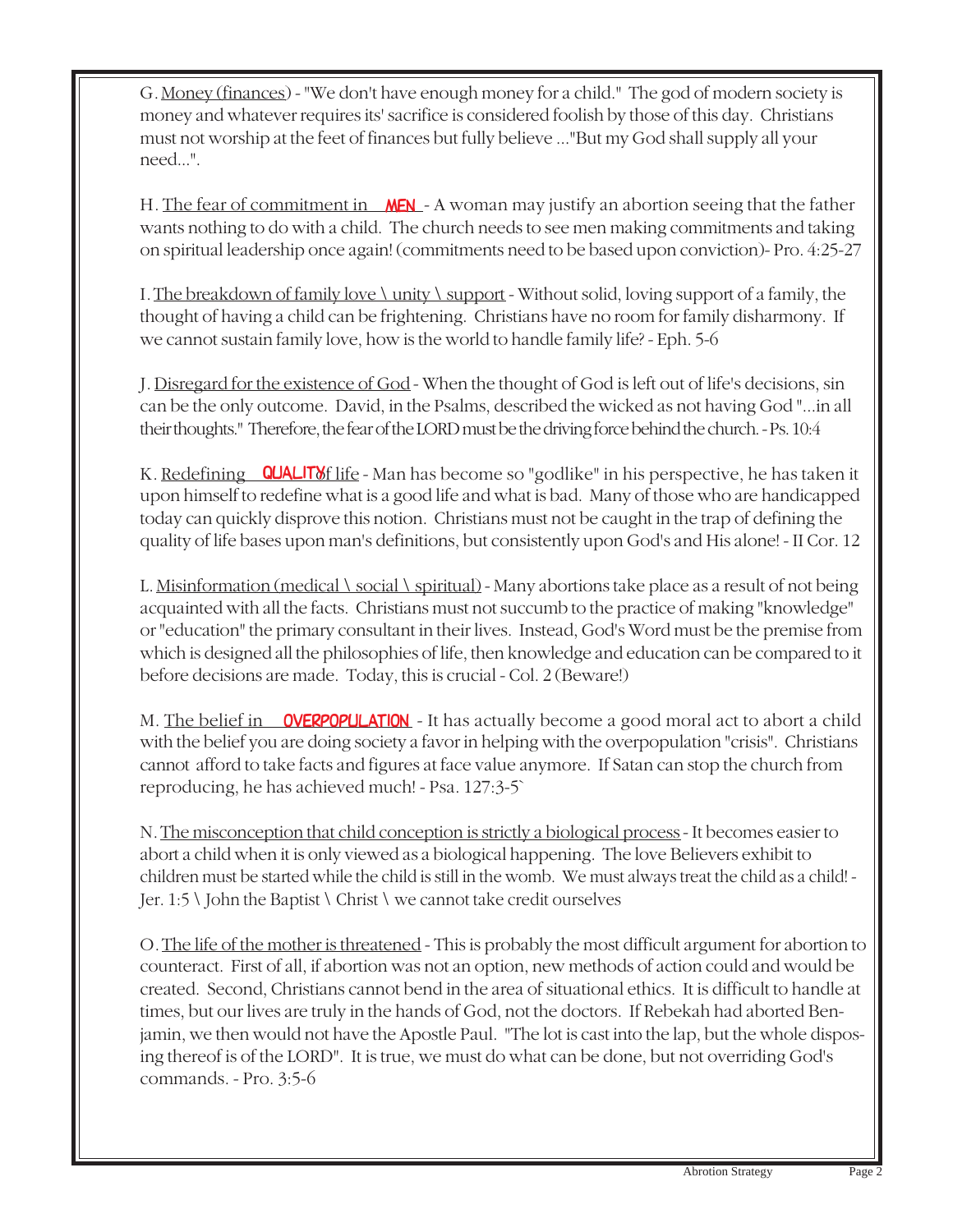G. Money (finances) - "We don't have enough money for a child." The god of modern society is money and whatever requires its' sacrifice is considered foolish by those of this day. Christians must not worship at the feet of finances but fully believe ..."But my God shall supply all your need...".

H. The fear of commitment in **MEN** - A woman may justify an abortion seeing that the father wants nothing to do with a child. The church needs to see men making commitments and taking on spiritual leadership once again! (commitments need to be based upon conviction)- Pro. 4:25-27

I. The breakdown of family love \ unity \ support - Without solid, loving support of a family, the thought of having a child can be frightening. Christians have no room for family disharmony. If we cannot sustain family love, how is the world to handle family life? - Eph. 5-6

J. Disregard for the existence of God - When the thought of God is left out of life's decisions, sin can be the only outcome. David, in the Psalms, described the wicked as not having God "...in all their thoughts." Therefore, the fear of the LORD must be the driving force behind the church. - Ps. 10:4

K. Redefining **QUALITY** of life - Man has become so "godlike" in his perspective, he has taken it upon himself to redefine what is a good life and what is bad. Many of those who are handicapped today can quickly disprove this notion. Christians must not be caught in the trap of defining the quality of life bases upon man's definitions, but consistently upon God's and His alone! - II Cor. 12

L. Misinformation (medical \ social \ spiritual) - Many abortions take place as a result of not being acquainted with all the facts. Christians must not succumb to the practice of making "knowledge" or "education" the primary consultant in their lives. Instead, God's Word must be the premise from which is designed all the philosophies of life, then knowledge and education can be compared to it before decisions are made. Today, this is crucial - Col. 2 (Beware!)

M. The belief in **OVERPOPULATION** - It has actually become a good moral act to abort a child with the belief you are doing society a favor in helping with the overpopulation "crisis". Christians cannot afford to take facts and figures at face value anymore. If Satan can stop the church from reproducing, he has achieved much! - Psa. 127:3-5`

N. The misconception that child conception is strictly a biological process - It becomes easier to abort a child when it is only viewed as a biological happening. The love Believers exhibit to children must be started while the child is still in the womb. We must always treat the child as a child! - Jer. 1:5 \ John the Baptist \ Christ \ we cannot take credit ourselves

O. The life of the mother is threatened - This is probably the most difficult argument for abortion to counteract. First of all, if abortion was not an option, new methods of action could and would be created. Second, Christians cannot bend in the area of situational ethics. It is difficult to handle at times, but our lives are truly in the hands of God, not the doctors. If Rebekah had aborted Benjamin, we then would not have the Apostle Paul. "The lot is cast into the lap, but the whole disposing thereof is of the LORD". It is true, we must do what can be done, but not overriding God's commands. - Pro. 3:5-6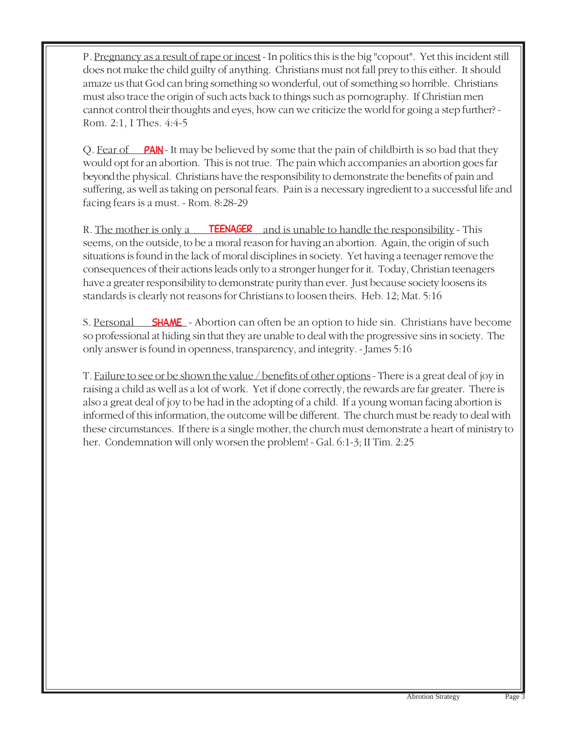P. Pregnancy as a result of rape or incest - In politics this is the big "copout". Yet this incident still does not make the child guilty of anything. Christians must not fall prey to this either. It should amaze us that God can bring something so wonderful, out of something so horrible. Christians must also trace the origin of such acts back to things such as pornography. If Christian men cannot control their thoughts and eyes, how can we criticize the world for going a step further? - Rom. 2:1, I Thes. 4:4-5

Q. Fear of **PAIN** - It may be believed by some that the pain of childbirth is so bad that they would opt for an abortion. This is not true. The pain which accompanies an abortion goes far beyond the physical. Christians have the responsibility to demonstrate the benefits of pain and suffering, as well as taking on personal fears. Pain is a necessary ingredient to a successful life and facing fears is a must. - Rom. 8:28-29

R. The mother is only a **TEENAGER** and is unable to handle the responsibility - This seems, on the outside, to be a moral reason for having an abortion. Again, the origin of such situations is found in the lack of moral disciplines in society. Yet having a teenager remove the consequences of their actions leads only to a stronger hunger for it. Today, Christian teenagers have a greater responsibility to demonstrate purity than ever. Just because society loosens its standards is clearly not reasons for Christians to loosen theirs. Heb. 12; Mat. 5:16

S. Personal **SHAME** - Abortion can often be an option to hide sin. Christians have become so professional at hiding sin that they are unable to deal with the progressive sins in society. The only answer is found in openness, transparency, and integrity. - James 5:16

T. Failure to see or be shown the value / benefits of other options - There is a great deal of joy in raising a child as well as a lot of work. Yet if done correctly, the rewards are far greater. There is also a great deal of joy to be had in the adopting of a child. If a young woman facing abortion is informed of this information, the outcome will be different. The church must be ready to deal with these circumstances. If there is a single mother, the church must demonstrate a heart of ministry to her. Condemnation will only worsen the problem! - Gal. 6:1-3; II Tim. 2:25